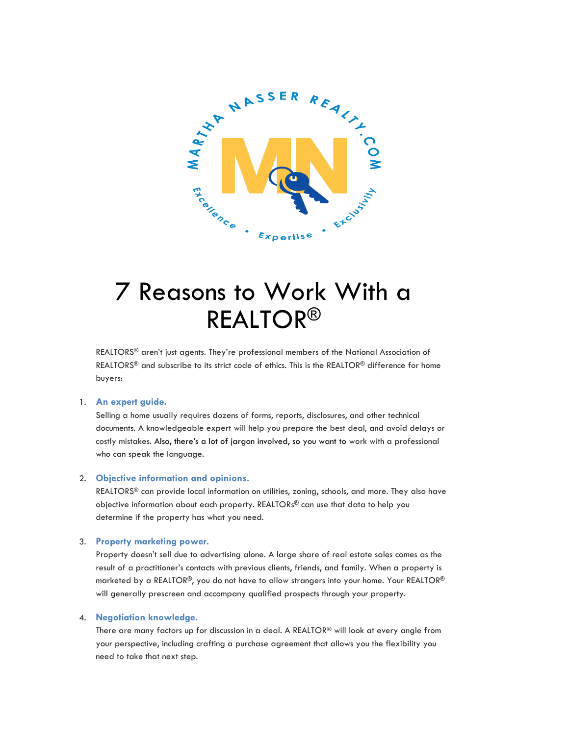MARTHA NASSER REALTY.COM

Excellence • Expertise • Exclusivity

# 7 Reasons to Work With a REALTOR®

REALTORS® aren't just agents. They're professional members of the National Association of REALTORS® and subscribe to its strict code of ethics. This is the REALTOR® difference for home buyers:

1. **An expert guide.**
   Selling a home usually requires dozens of forms, reports, disclosures, and other technical documents. A knowledgeable expert will help you prepare the best deal, and avoid delays or costly mistakes. Also, there's a lot of jargon involved, so you want to work with a professional who can speak the language.

2. **Objective information and opinions.**
   REALTORS® can provide local information on utilities, zoning, schools, and more. They also have objective information about each property. REALTORs® can use that data to help you determine if the property has what you need.

3. **Property marketing power.**
   Property doesn't sell due to advertising alone. A large share of real estate sales comes as the result of a practitioner's contacts with previous clients, friends, and family. When a property is marketed by a REALTOR®, you do not have to allow strangers into your home. Your REALTOR® will generally prescreen and accompany qualified prospects through your property.

4. **Negotiation knowledge.**
   There are many factors up for discussion in a deal. A REALTOR® will look at every angle from your perspective, including crafting a purchase agreement that allows you the flexibility you need to take that next step.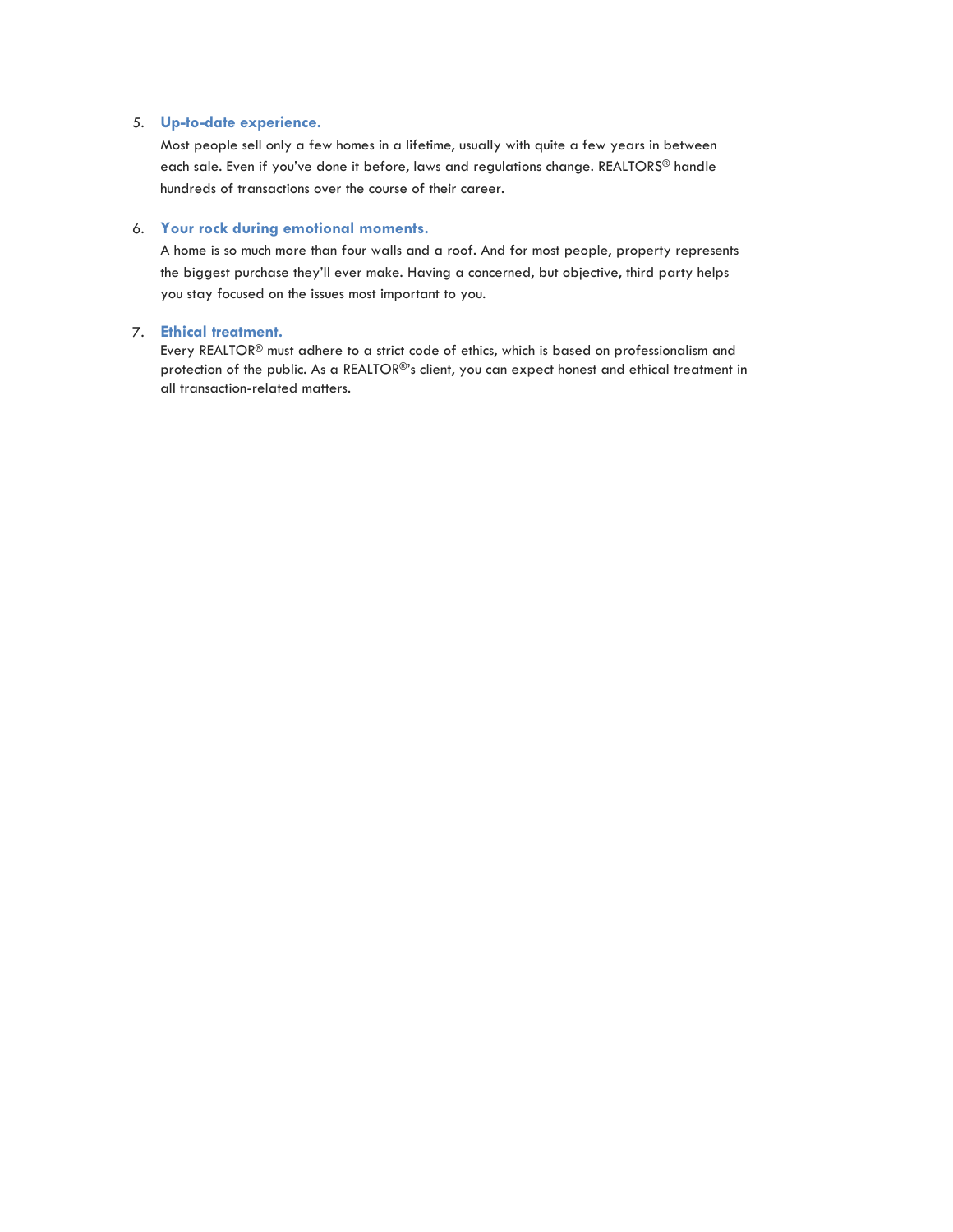5. **Up-to-date experience.**

   Most people sell only a few homes in a lifetime, usually with quite a few years in between each sale. Even if you've done it before, laws and regulations change. REALTORS® handle hundreds of transactions over the course of their career.

6. **Your rock during emotional moments.**

   A home is so much more than four walls and a roof. And for most people, property represents the biggest purchase they'll ever make. Having a concerned, but objective, third party helps you stay focused on the issues most important to you.

7. **Ethical treatment.**

   Every REALTOR® must adhere to a strict code of ethics, which is based on professionalism and protection of the public. As a REALTOR®'s client, you can expect honest and ethical treatment in all transaction-related matters.